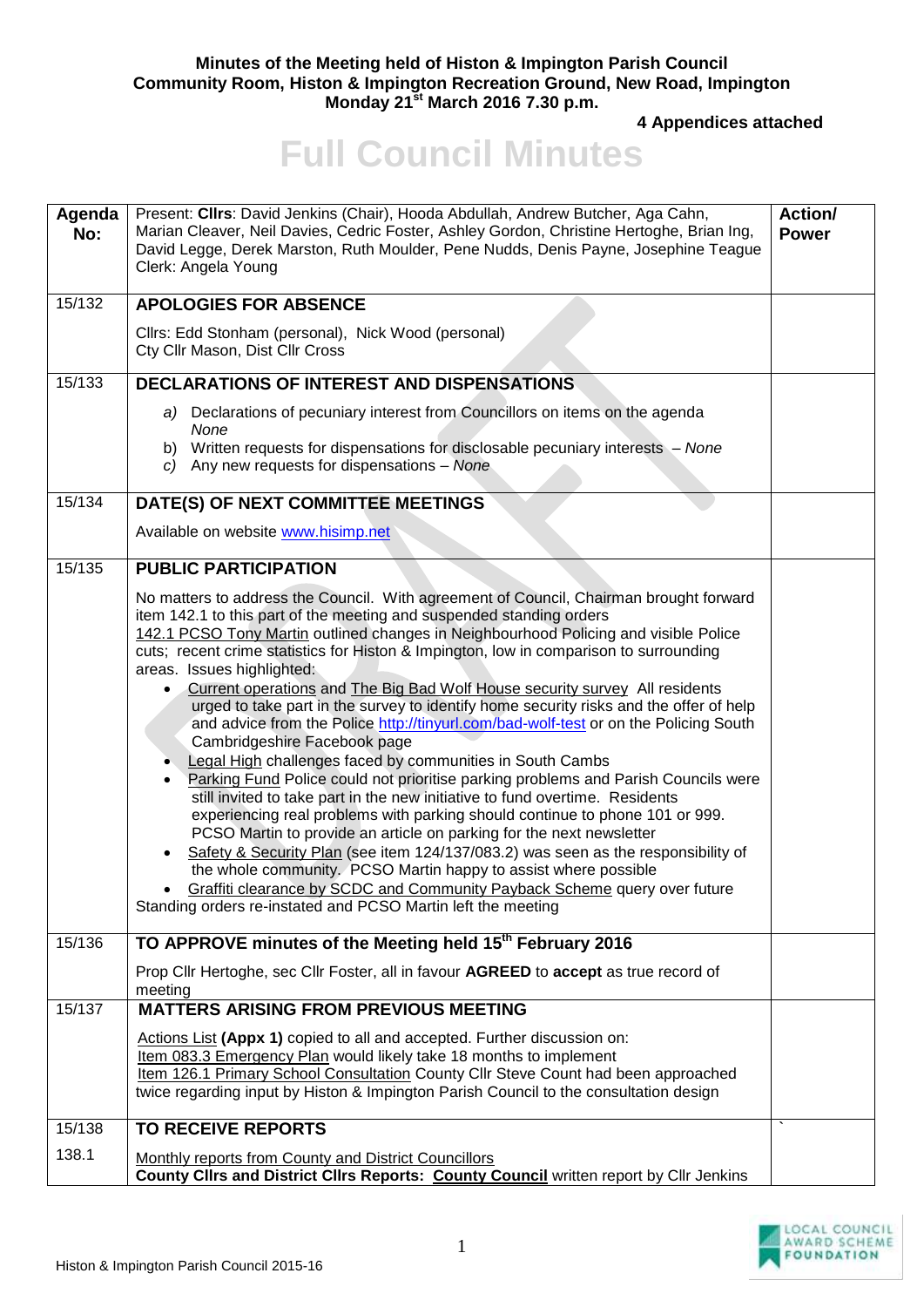**Minutes of the Meeting held of Histon & Impington Parish Council**
**Community Room, Histon & Impington Recreation Ground, New Road, Impington**
**Monday 21st March 2016 7.30 p.m.**

**4 Appendices attached**

# Full Council Minutes

| Agenda No: | Present: **Cllrs**: David Jenkins (Chair), Hooda Abdullah, Andrew Butcher, Aga Cahn, Marian Cleaver, Neil Davies, Cedric Foster, Ashley Gordon, Christine Hertoghe, Brian Ing, David Legge, Derek Marston, Ruth Moulder, Pene Nudds, Denis Payne, Josephine Teague<br>Clerk: Angela Young | **Action/ Power** |
|---|---|---|
| 15/132 | **APOLOGIES FOR ABSENCE**<br><br>Cllrs: Edd Stonham (personal), Nick Wood (personal)<br>Cty Cllr Mason, Dist Cllr Cross | |
| 15/133 | **DECLARATIONS OF INTEREST AND DISPENSATIONS**<br><br>*a)* Declarations of pecuniary interest from Councillors on items on the agenda *None*<br>b) Written requests for dispensations for disclosable pecuniary interests – *None*<br>*c)* Any new requests for dispensations – *None* | |
| 15/134 | **DATE(S) OF NEXT COMMITTEE MEETINGS**<br><br>Available on website www.hisimp.net | |
| 15/135 | **PUBLIC PARTICIPATION**<br><br>No matters to address the Council. With agreement of Council, Chairman brought forward item 142.1 to this part of the meeting and suspended standing orders<br>142.1 PCSO Tony Martin outlined changes in Neighbourhood Policing and visible Police cuts; recent crime statistics for Histon & Impington, low in comparison to surrounding areas. Issues highlighted:<br>• Current operations and The Big Bad Wolf House security survey All residents urged to take part in the survey to identify home security risks and the offer of help and advice from the Police http://tinyurl.com/bad-wolf-test or on the Policing South Cambridgeshire Facebook page<br>• Legal High challenges faced by communities in South Cambs<br>• Parking Fund Police could not prioritise parking problems and Parish Councils were still invited to take part in the new initiative to fund overtime. Residents experiencing real problems with parking should continue to phone 101 or 999. PCSO Martin to provide an article on parking for the next newsletter<br>• Safety & Security Plan (see item 124/137/083.2) was seen as the responsibility of the whole community. PCSO Martin happy to assist where possible<br>• Graffiti clearance by SCDC and Community Payback Scheme query over future<br>Standing orders re-instated and PCSO Martin left the meeting | |
| 15/136 | **TO APPROVE minutes of the Meeting held 15th February 2016**<br><br>Prop Cllr Hertoghe, sec Cllr Foster, all in favour **AGREED** to **accept** as true record of meeting | |
| 15/137 | **MATTERS ARISING FROM PREVIOUS MEETING**<br><br>Actions List **(Appx 1)** copied to all and accepted. Further discussion on:<br>Item 083.3 Emergency Plan would likely take 18 months to implement<br>Item 126.1 Primary School Consultation County Cllr Steve Count had been approached twice regarding input by Histon & Impington Parish Council to the consultation design | |
| 15/138 | **TO RECEIVE REPORTS** | ` |
| 138.1 | Monthly reports from County and District Councillors<br>**County Cllrs and District Cllrs Reports: County Council** written report by Cllr Jenkins | |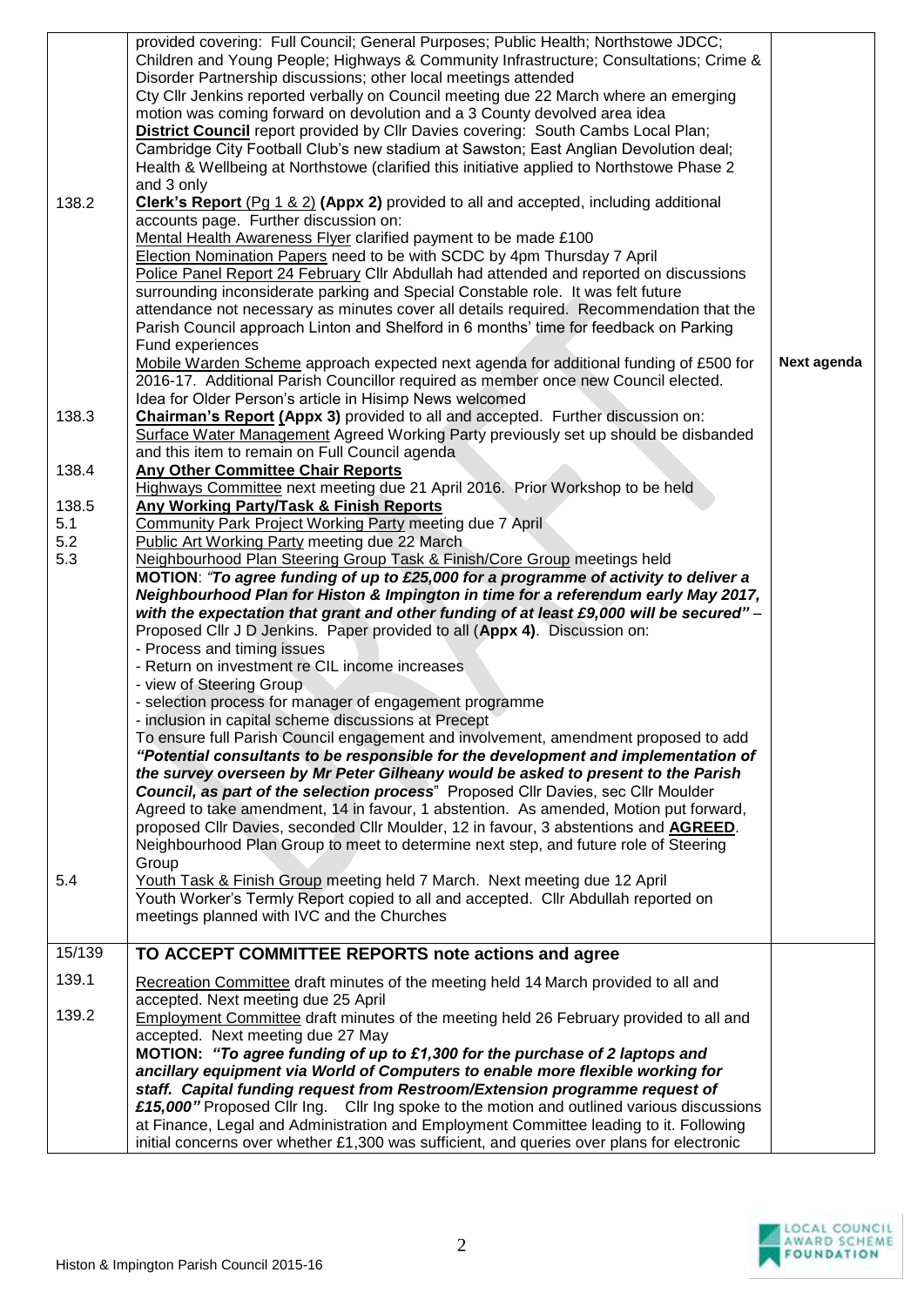| | | |
|---|---|---|
| | provided covering: Full Council; General Purposes; Public Health; Northstowe JDCC; Children and Young People; Highways & Community Infrastructure; Consultations; Crime & Disorder Partnership discussions; other local meetings attended<br>Cty Cllr Jenkins reported verbally on Council meeting due 22 March where an emerging motion was coming forward on devolution and a 3 County devolved area idea<br>**District Council** report provided by Cllr Davies covering: South Cambs Local Plan; Cambridge City Football Club's new stadium at Sawston; East Anglian Devolution deal; Health & Wellbeing at Northstowe (clarified this initiative applied to Northstowe Phase 2 and 3 only | |
| 138.2 | **Clerk's Report** (Pg 1 & 2) **(Appx 2)** provided to all and accepted, including additional accounts page. Further discussion on:<br>Mental Health Awareness Flyer clarified payment to be made £100<br>Election Nomination Papers need to be with SCDC by 4pm Thursday 7 April<br>Police Panel Report 24 February Cllr Abdullah had attended and reported on discussions surrounding inconsiderate parking and Special Constable role. It was felt future attendance not necessary as minutes cover all details required. Recommendation that the Parish Council approach Linton and Shelford in 6 months' time for feedback on Parking Fund experiences<br>Mobile Warden Scheme approach expected next agenda for additional funding of £500 for 2016-17. Additional Parish Councillor required as member once new Council elected. Idea for Older Person's article in Hisimp News welcomed | **Next agenda** |
| 138.3 | **Chairman's Report (Appx 3)** provided to all and accepted. Further discussion on:<br>Surface Water Management Agreed Working Party previously set up should be disbanded and this item to remain on Full Council agenda | |
| 138.4 | **Any Other Committee Chair Reports**<br>Highways Committee next meeting due 21 April 2016. Prior Workshop to be held | |
| 138.5 | **Any Working Party/Task & Finish Reports** | |
| 5.1 | Community Park Project Working Party meeting due 7 April | |
| 5.2 | Public Art Working Party meeting due 22 March | |
| 5.3 | Neighbourhood Plan Steering Group Task & Finish/Core Group meetings held<br>**MOTION**: *"To agree funding of up to £25,000 for a programme of activity to deliver a Neighbourhood Plan for Histon & Impington in time for a referendum early May 2017, with the expectation that grant and other funding of at least £9,000 will be secured"* – Proposed Cllr J D Jenkins. Paper provided to all (**Appx 4**). Discussion on:<br>- Process and timing issues<br>- Return on investment re CIL income increases<br>- view of Steering Group<br>- selection process for manager of engagement programme<br>- inclusion in capital scheme discussions at Precept<br>To ensure full Parish Council engagement and involvement, amendment proposed to add ***"Potential consultants to be responsible for the development and implementation of the survey overseen by Mr Peter Gilheany would be asked to present to the Parish Council, as part of the selection process***" Proposed Cllr Davies, sec Cllr Moulder<br>Agreed to take amendment, 14 in favour, 1 abstention. As amended, Motion put forward, proposed Cllr Davies, seconded Cllr Moulder, 12 in favour, 3 abstentions and **AGREED**.<br>Neighbourhood Plan Group to meet to determine next step, and future role of Steering Group | |
| 5.4 | Youth Task & Finish Group meeting held 7 March. Next meeting due 12 April<br>Youth Worker's Termly Report copied to all and accepted. Cllr Abdullah reported on meetings planned with IVC and the Churches | |
| 15/139 | **TO ACCEPT COMMITTEE REPORTS note actions and agree** | |
| 139.1 | Recreation Committee draft minutes of the meeting held 14 March provided to all and accepted. Next meeting due 25 April | |
| 139.2 | Employment Committee draft minutes of the meeting held 26 February provided to all and accepted. Next meeting due 27 May<br>**MOTION:** ***"To agree funding of up to £1,300 for the purchase of 2 laptops and ancillary equipment via World of Computers to enable more flexible working for staff. Capital funding request from Restroom/Extension programme request of £15,000"*** Proposed Cllr Ing. Cllr Ing spoke to the motion and outlined various discussions at Finance, Legal and Administration and Employment Committee leading to it. Following initial concerns over whether £1,300 was sufficient, and queries over plans for electronic | |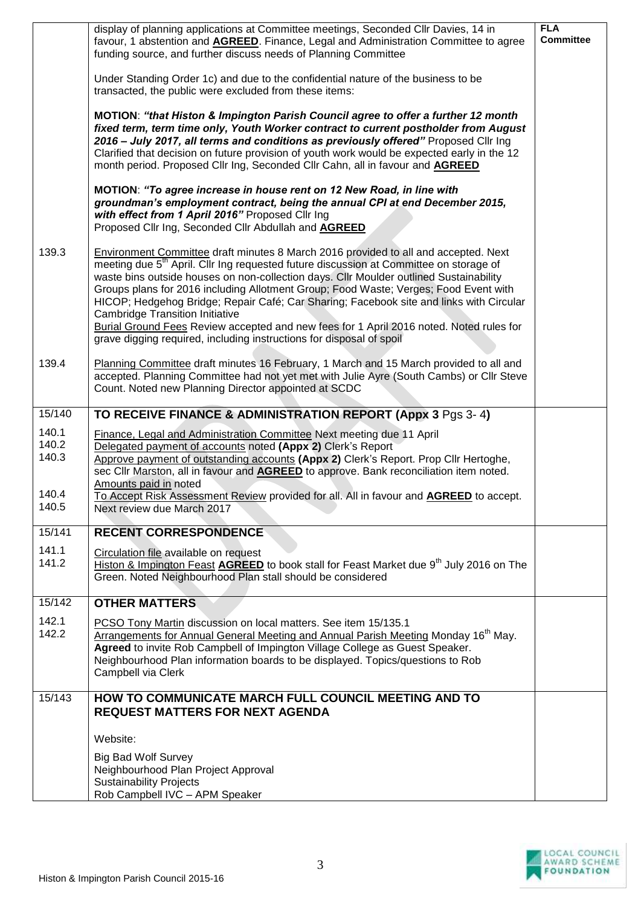| | | |
|---|---|---|
| | display of planning applications at Committee meetings, Seconded Cllr Davies, 14 in favour, 1 abstention and **AGREED**. Finance, Legal and Administration Committee to agree funding source, and further discuss needs of Planning Committee<br><br>Under Standing Order 1c) and due to the confidential nature of the business to be transacted, the public were excluded from these items:<br><br>**MOTION**: ***"that Histon & Impington Parish Council agree to offer a further 12 month fixed term, term time only, Youth Worker contract to current postholder from August 2016 – July 2017, all terms and conditions as previously offered"*** Proposed Cllr Ing Clarified that decision on future provision of youth work would be expected early in the 12 month period. Proposed Cllr Ing, Seconded Cllr Cahn, all in favour and **AGREED**<br><br>**MOTION**: ***"To agree increase in house rent on 12 New Road, in line with groundman's employment contract, being the annual CPI at end December 2015, with effect from 1 April 2016"*** Proposed Cllr Ing<br>Proposed Cllr Ing, Seconded Cllr Abdullah and **AGREED** | **FLA Committee** |
| 139.3 | Environment Committee draft minutes 8 March 2016 provided to all and accepted. Next meeting due 5th April. Cllr Ing requested future discussion at Committee on storage of waste bins outside houses on non-collection days. Cllr Moulder outlined Sustainability Groups plans for 2016 including Allotment Group; Food Waste; Verges; Food Event with HICOP; Hedgehog Bridge; Repair Café; Car Sharing; Facebook site and links with Circular Cambridge Transition Initiative<br>Burial Ground Fees Review accepted and new fees for 1 April 2016 noted. Noted rules for grave digging required, including instructions for disposal of spoil | |
| 139.4 | Planning Committee draft minutes 16 February, 1 March and 15 March provided to all and accepted. Planning Committee had not yet met with Julie Ayre (South Cambs) or Cllr Steve Count. Noted new Planning Director appointed at SCDC | |
| 15/140 | **TO RECEIVE FINANCE & ADMINISTRATION REPORT (Appx 3** Pgs 3- 4**)** | |
| 140.1<br>140.2<br>140.3<br><br><br>140.4<br>140.5 | Finance, Legal and Administration Committee Next meeting due 11 April<br>Delegated payment of accounts noted **(Appx 2)** Clerk's Report<br>Approve payment of outstanding accounts **(Appx 2)** Clerk's Report. Prop Cllr Hertoghe, sec Cllr Marston, all in favour and **AGREED** to approve. Bank reconciliation item noted.<br>Amounts paid in noted<br>To Accept Risk Assessment Review provided for all. All in favour and **AGREED** to accept.<br>Next review due March 2017 | |
| 15/141 | **RECENT CORRESPONDENCE** | |
| 141.1<br>141.2 | Circulation file available on request<br>Histon & Impington Feast **AGREED** to book stall for Feast Market due 9th July 2016 on The Green. Noted Neighbourhood Plan stall should be considered | |
| 15/142 | **OTHER MATTERS** | |
| 142.1<br>142.2 | PCSO Tony Martin discussion on local matters. See item 15/135.1<br>Arrangements for Annual General Meeting and Annual Parish Meeting Monday 16th May. **Agreed** to invite Rob Campbell of Impington Village College as Guest Speaker. Neighbourhood Plan information boards to be displayed. Topics/questions to Rob Campbell via Clerk | |
| 15/143 | **HOW TO COMMUNICATE MARCH FULL COUNCIL MEETING AND TO REQUEST MATTERS FOR NEXT AGENDA**<br><br>Website:<br><br>Big Bad Wolf Survey<br>Neighbourhood Plan Project Approval<br>Sustainability Projects<br>Rob Campbell IVC – APM Speaker | |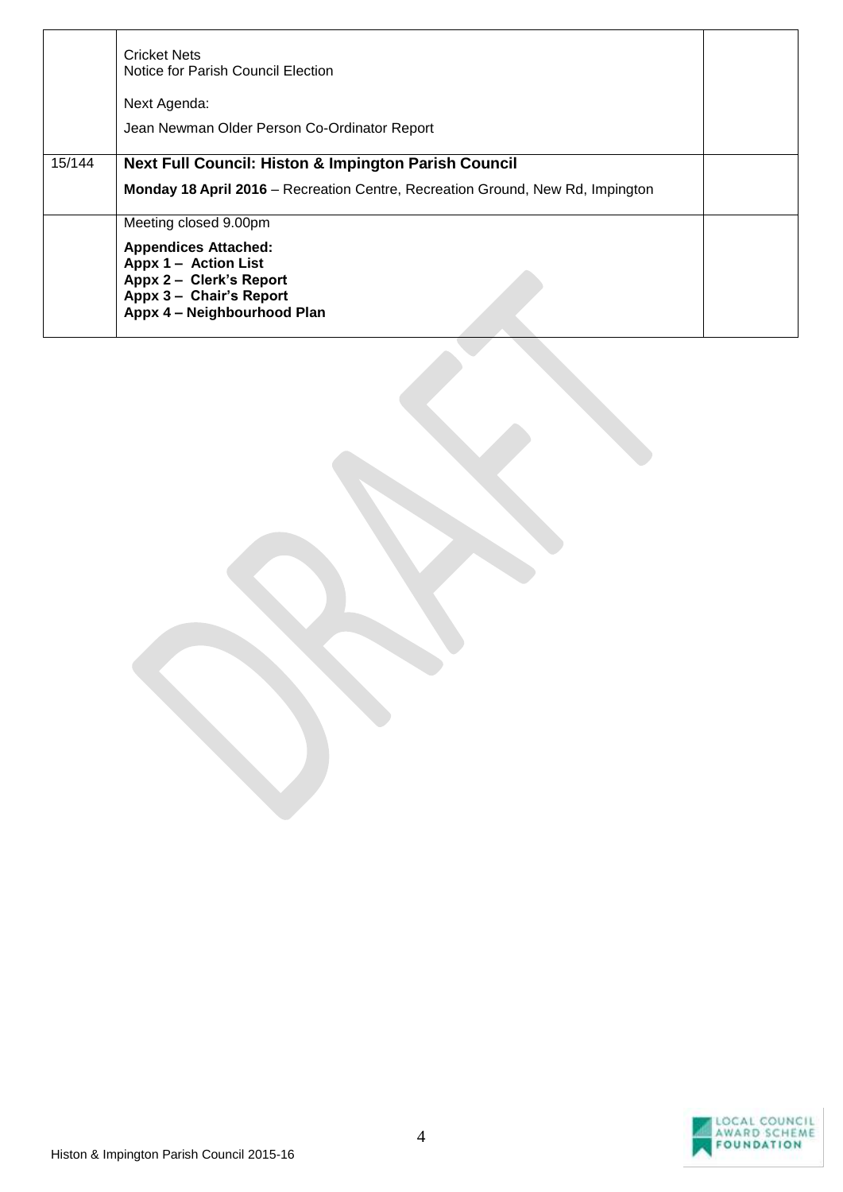| | | |
|---|---|---|
| | Cricket Nets<br>Notice for Parish Council Election<br><br>Next Agenda:<br><br>Jean Newman Older Person Co-Ordinator Report | |
| 15/144 | **Next Full Council: Histon & Impington Parish Council**<br><br>**Monday 18 April 2016** – Recreation Centre, Recreation Ground, New Rd, Impington | |
| | Meeting closed 9.00pm<br><br>**Appendices Attached:**<br>**Appx 1 – Action List**<br>**Appx 2 – Clerk's Report**<br>**Appx 3 – Chair's Report**<br>**Appx 4 – Neighbourhood Plan** | |

DRAFT